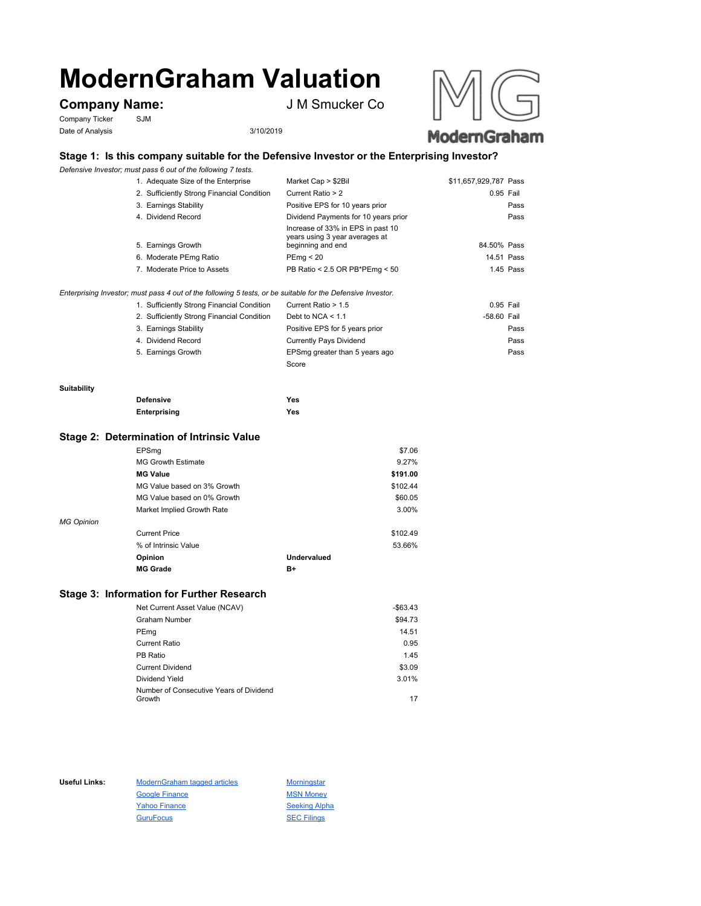# ModernGraham Valuation

## Company Name: J M Smucker Co

Company Ticker: SJM

Date of Analysis: 3/10/2019

### Stage 1: Is this company suitable for the Defensive Investor or the Enterprising Investor?

*Defensive Investor; must pass 6 out of the following 7 tests.*

| Test | Criterion | Value | Result |
|---|---|---|---|
| 1. Adequate Size of the Enterprise | Market Cap > $2Bil | $11,657,929,787 | Pass |
| 2. Sufficiently Strong Financial Condition | Current Ratio > 2 | 0.95 | Fail |
| 3. Earnings Stability | Positive EPS for 10 years prior | | Pass |
| 4. Dividend Record | Dividend Payments for 10 years prior | | Pass |
| 5. Earnings Growth | Increase of 33% in EPS in past 10 years using 3 year averages at beginning and end | 84.50% | Pass |
| 6. Moderate PEmg Ratio | PEmg < 20 | 14.51 | Pass |
| 7. Moderate Price to Assets | PB Ratio < 2.5 OR PB*PEmg < 50 | 1.45 | Pass |

*Enterprising Investor; must pass 4 out of the following 5 tests, or be suitable for the Defensive Investor.*

| Test | Criterion | Value | Result |
|---|---|---|---|
| 1. Sufficiently Strong Financial Condition | Current Ratio > 1.5 | 0.95 | Fail |
| 2. Sufficiently Strong Financial Condition | Debt to NCA < 1.1 | -58.60 | Fail |
| 3. Earnings Stability | Positive EPS for 5 years prior | | Pass |
| 4. Dividend Record | Currently Pays Dividend | | Pass |
| 5. Earnings Growth | EPSmg greater than 5 years ago | | Pass |
| | Score | | |

**Suitability**

| | |
|---|---|
| **Defensive** | **Yes** |
| **Enterprising** | **Yes** |

### Stage 2: Determination of Intrinsic Value

| | |
|---|---|
| EPSmg | $7.06 |
| MG Growth Estimate | 9.27% |
| **MG Value** | **$191.00** |
| MG Value based on 3% Growth | $102.44 |
| MG Value based on 0% Growth | $60.05 |
| Market Implied Growth Rate | 3.00% |

*MG Opinion*

| | |
|---|---|
| Current Price | $102.49 |
| % of Intrinsic Value | 53.66% |
| **Opinion** | **Undervalued** |
| **MG Grade** | **B+** |

### Stage 3: Information for Further Research

| | |
|---|---|
| Net Current Asset Value (NCAV) | -$63.43 |
| Graham Number | $94.73 |
| PEmg | 14.51 |
| Current Ratio | 0.95 |
| PB Ratio | 1.45 |
| Current Dividend | $3.09 |
| Dividend Yield | 3.01% |
| Number of Consecutive Years of Dividend Growth | 17 |

**Useful Links:**

- ModernGraham tagged articles
- Google Finance
- Yahoo Finance
- GuruFocus
- Morningstar
- MSN Money
- Seeking Alpha
- SEC Filings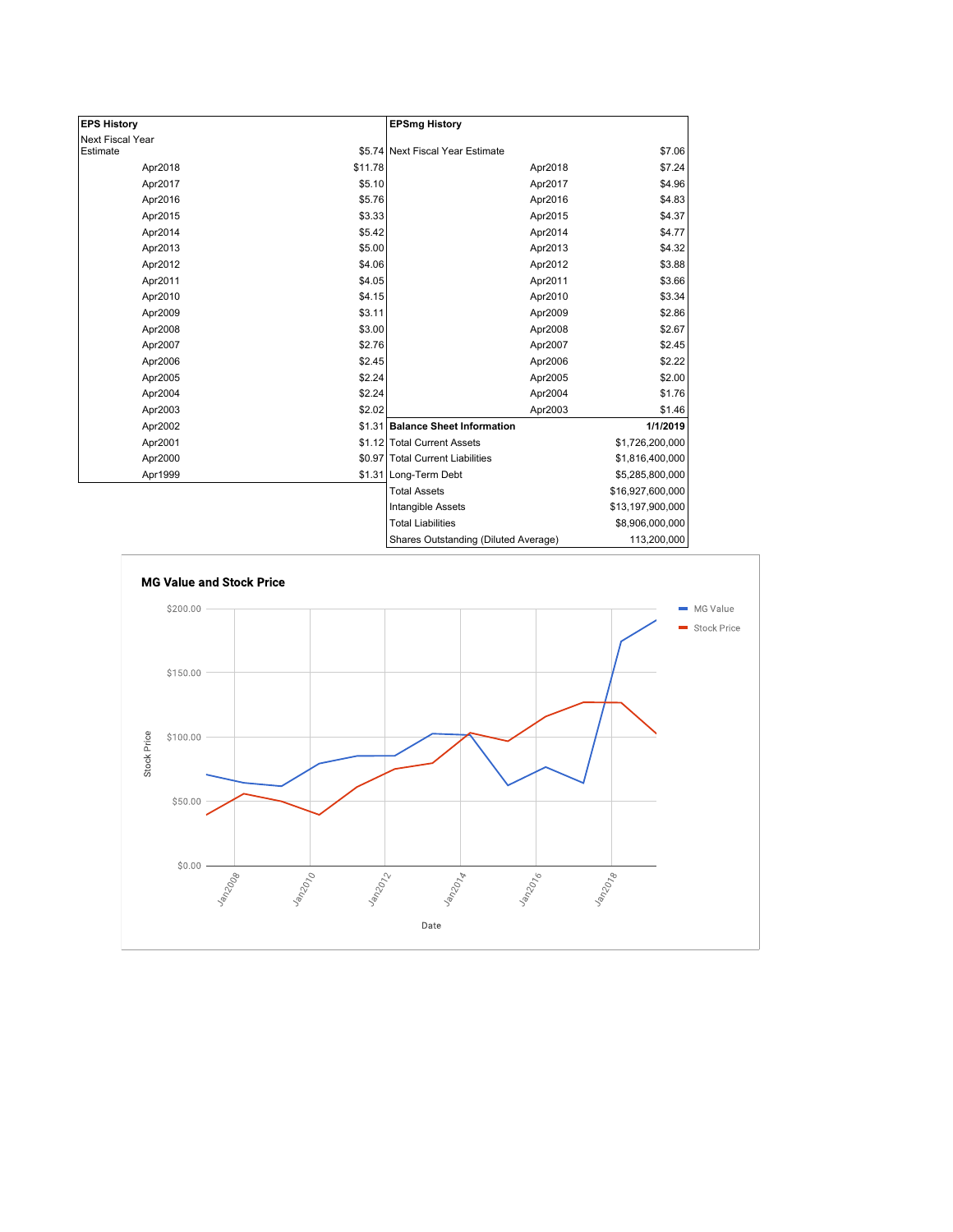| EPS History | |
|---|---|
| Next Fiscal Year Estimate | $5.74 |
| Apr2018 | $11.78 |
| Apr2017 | $5.10 |
| Apr2016 | $5.76 |
| Apr2015 | $3.33 |
| Apr2014 | $5.42 |
| Apr2013 | $5.00 |
| Apr2012 | $4.06 |
| Apr2011 | $4.05 |
| Apr2010 | $4.15 |
| Apr2009 | $3.11 |
| Apr2008 | $3.00 |
| Apr2007 | $2.76 |
| Apr2006 | $2.45 |
| Apr2005 | $2.24 |
| Apr2004 | $2.24 |
| Apr2003 | $2.02 |
| Apr2002 | $1.31 |
| Apr2001 | $1.12 |
| Apr2000 | $0.97 |
| Apr1999 | $1.31 |

| EPSmg History | |
|---|---|
| Next Fiscal Year Estimate | $7.06 |
| Apr2018 | $7.24 |
| Apr2017 | $4.96 |
| Apr2016 | $4.83 |
| Apr2015 | $4.37 |
| Apr2014 | $4.77 |
| Apr2013 | $4.32 |
| Apr2012 | $3.88 |
| Apr2011 | $3.66 |
| Apr2010 | $3.34 |
| Apr2009 | $2.86 |
| Apr2008 | $2.67 |
| Apr2007 | $2.45 |
| Apr2006 | $2.22 |
| Apr2005 | $2.00 |
| Apr2004 | $1.76 |
| Apr2003 | $1.46 |

| Balance Sheet Information | 1/1/2019 |
|---|---|
| Total Current Assets | $1,726,200,000 |
| Total Current Liabilities | $1,816,400,000 |
| Long-Term Debt | $5,285,800,000 |
| Total Assets | $16,927,600,000 |
| Intangible Assets | $13,197,900,000 |
| Total Liabilities | $8,906,000,000 |
| Shares Outstanding (Diluted Average) | 113,200,000 |

**MG Value and Stock Price**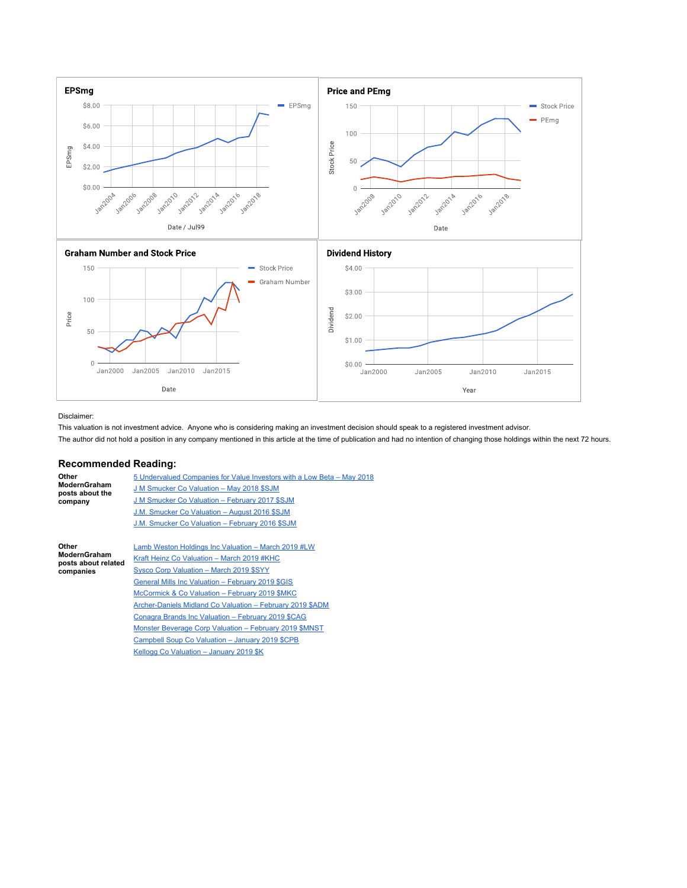**EPSmg**

$8.00
$6.00
$4.00
$2.00
$0.00

EPSmg

Jan2004 Jan2006 Jan2008 Jan2010 Jan2012 Jan2014 Jan2016 Jan2018

Date / Jul99

**Price and PEmg**

150
100
50
0

Stock Price

Stock Price
PEmg

Jan2008 Jan2010 Jan2012 Jan2014 Jan2016 Jan2018

Date

**Graham Number and Stock Price**

150
100
50
0

Price

Stock Price
Graham Number

Jan2000 Jan2005 Jan2010 Jan2015

Date

**Dividend History**

$4.00
$3.00
$2.00
$1.00
$0.00

Dividend

Jan2000 Jan2005 Jan2010 Jan2015

Year

Disclaimer:

This valuation is not investment advice. Anyone who is considering making an investment decision should speak to a registered investment advisor.

The author did not hold a position in any company mentioned in this article at the time of publication and had no intention of changing those holdings within the next 72 hours.

## Recommended Reading:

| | |
|---|---|
| **Other ModernGraham posts about the company** | 5 Undervalued Companies for Value Investors with a Low Beta – May 2018<br>J M Smucker Co Valuation – May 2018 $SJM<br>J M Smucker Co Valuation – February 2017 $SJM<br>J.M. Smucker Co Valuation – August 2016 $SJM<br>J.M. Smucker Co Valuation – February 2016 $SJM |
| **Other ModernGraham posts about related companies** | Lamb Weston Holdings Inc Valuation – March 2019 #LW<br>Kraft Heinz Co Valuation – March 2019 #KHC<br>Sysco Corp Valuation – March 2019 $SYY<br>General Mills Inc Valuation – February 2019 $GIS<br>McCormick & Co Valuation – February 2019 $MKC<br>Archer-Daniels Midland Co Valuation – February 2019 $ADM<br>Conagra Brands Inc Valuation – February 2019 $CAG<br>Monster Beverage Corp Valuation – February 2019 $MNST<br>Campbell Soup Co Valuation – January 2019 $CPB<br>Kellogg Co Valuation – January 2019 $K |